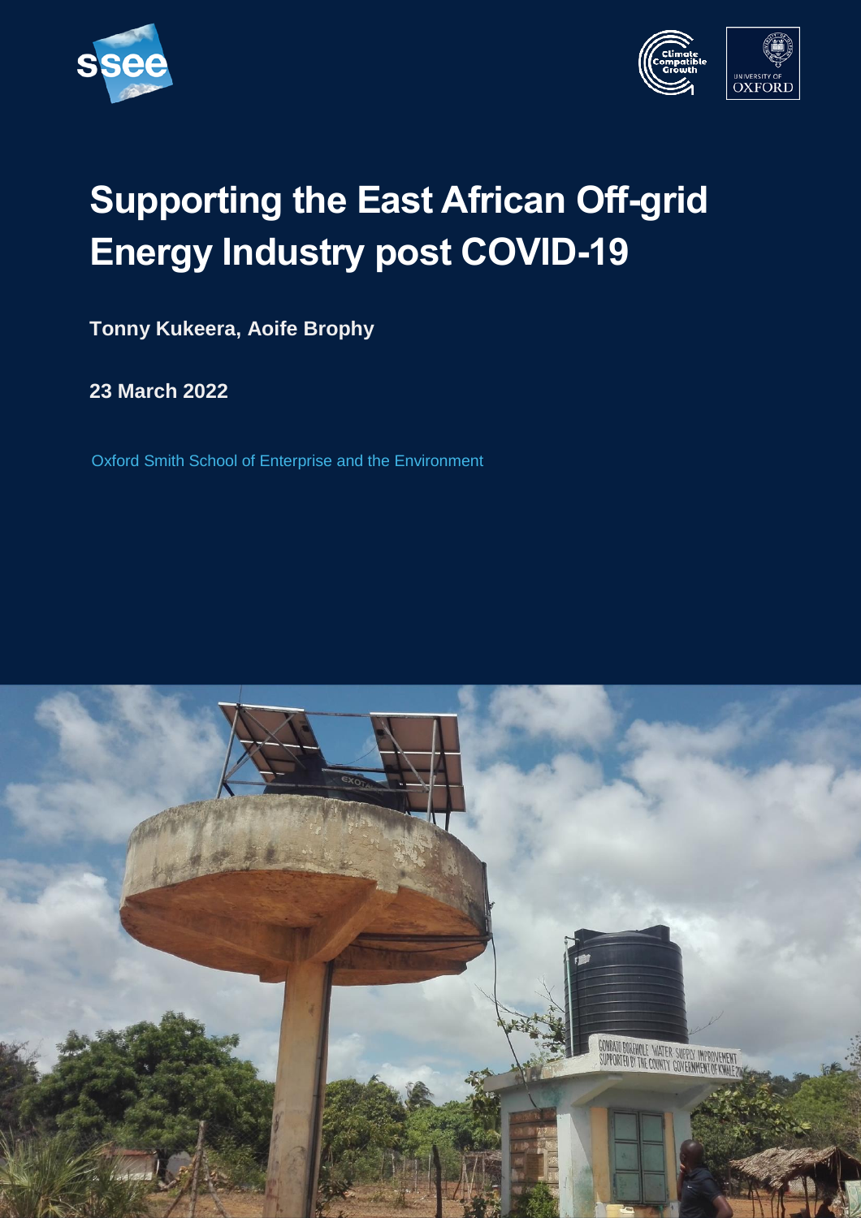# Supporting the East African Off-grid Energy Industry post COVID-19

**Tonny Kukeera, Aoife Brophy**

**23 March 2022**

Oxford Smith School of Enterprise and the Environment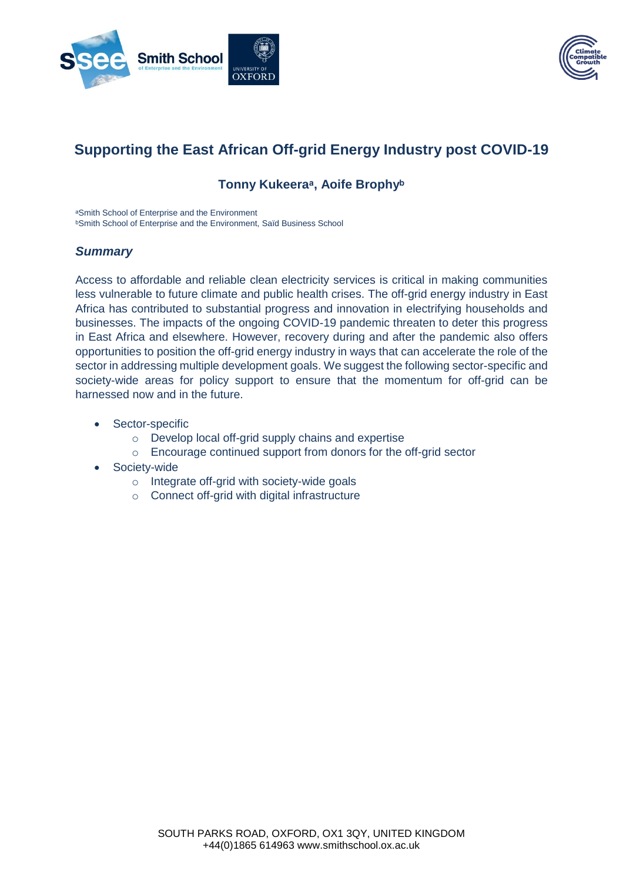# Supporting the East African Off-grid Energy Industry post COVID-19

**Tonny Kukeera[a], Aoife Brophy[b]**

[a]Smith School of Enterprise and the Environment
[b]Smith School of Enterprise and the Environment, Saïd Business School

## *Summary*

Access to affordable and reliable clean electricity services is critical in making communities less vulnerable to future climate and public health crises. The off-grid energy industry in East Africa has contributed to substantial progress and innovation in electrifying households and businesses. The impacts of the ongoing COVID-19 pandemic threaten to deter this progress in East Africa and elsewhere. However, recovery during and after the pandemic also offers opportunities to position the off-grid energy industry in ways that can accelerate the role of the sector in addressing multiple development goals. We suggest the following sector-specific and society-wide areas for policy support to ensure that the momentum for off-grid can be harnessed now and in the future.

- Sector-specific
  - Develop local off-grid supply chains and expertise
  - Encourage continued support from donors for the off-grid sector
- Society-wide
  - Integrate off-grid with society-wide goals
  - Connect off-grid with digital infrastructure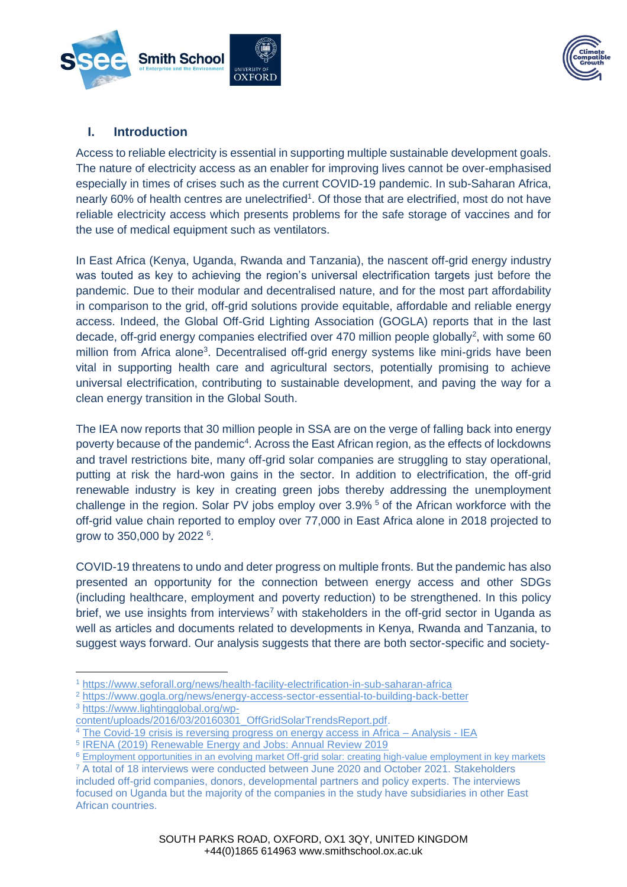## I. Introduction

Access to reliable electricity is essential in supporting multiple sustainable development goals. The nature of electricity access as an enabler for improving lives cannot be over-emphasised especially in times of crises such as the current COVID-19 pandemic. In sub-Saharan Africa, nearly 60% of health centres are unelectrified[1]. Of those that are electrified, most do not have reliable electricity access which presents problems for the safe storage of vaccines and for the use of medical equipment such as ventilators.

In East Africa (Kenya, Uganda, Rwanda and Tanzania), the nascent off-grid energy industry was touted as key to achieving the region's universal electrification targets just before the pandemic. Due to their modular and decentralised nature, and for the most part affordability in comparison to the grid, off-grid solutions provide equitable, affordable and reliable energy access. Indeed, the Global Off-Grid Lighting Association (GOGLA) reports that in the last decade, off-grid energy companies electrified over 470 million people globally[2], with some 60 million from Africa alone[3]. Decentralised off-grid energy systems like mini-grids have been vital in supporting health care and agricultural sectors, potentially promising to achieve universal electrification, contributing to sustainable development, and paving the way for a clean energy transition in the Global South.

The IEA now reports that 30 million people in SSA are on the verge of falling back into energy poverty because of the pandemic[4]. Across the East African region, as the effects of lockdowns and travel restrictions bite, many off-grid solar companies are struggling to stay operational, putting at risk the hard-won gains in the sector. In addition to electrification, the off-grid renewable industry is key in creating green jobs thereby addressing the unemployment challenge in the region. Solar PV jobs employ over 3.9% [5] of the African workforce with the off-grid value chain reported to employ over 77,000 in East Africa alone in 2018 projected to grow to 350,000 by 2022 [6].

COVID-19 threatens to undo and deter progress on multiple fronts. But the pandemic has also presented an opportunity for the connection between energy access and other SDGs (including healthcare, employment and poverty reduction) to be strengthened. In this policy brief, we use insights from interviews[7] with stakeholders in the off-grid sector in Uganda as well as articles and documents related to developments in Kenya, Rwanda and Tanzania, to suggest ways forward. Our analysis suggests that there are both sector-specific and society-

---

[1] https://www.seforall.org/news/health-facility-electrification-in-sub-saharan-africa

[2] https://www.gogla.org/news/energy-access-sector-essential-to-building-back-better

[3] https://www.lightingglobal.org/wp-content/uploads/2016/03/20160301_OffGridSolarTrendsReport.pdf.

[4] The Covid-19 crisis is reversing progress on energy access in Africa – Analysis - IEA

[5] IRENA (2019) Renewable Energy and Jobs: Annual Review 2019

[6] Employment opportunities in an evolving market Off-grid solar: creating high-value employment in key markets

[7] A total of 18 interviews were conducted between June 2020 and October 2021. Stakeholders included off-grid companies, donors, developmental partners and policy experts. The interviews focused on Uganda but the majority of the companies in the study have subsidiaries in other East African countries.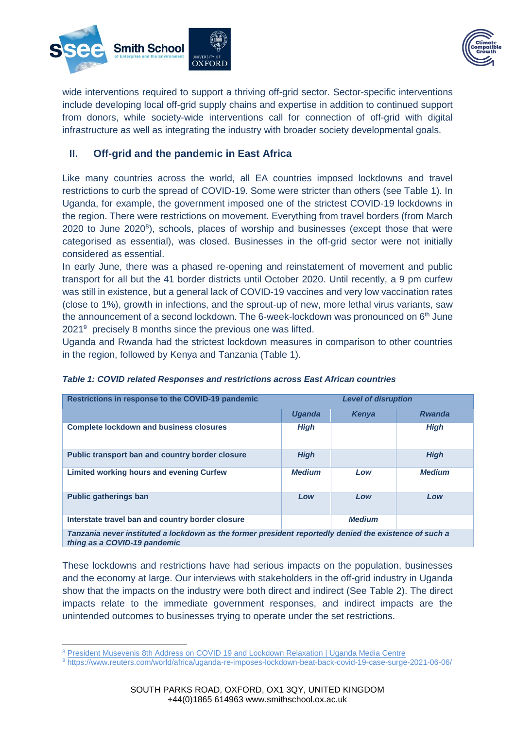wide interventions required to support a thriving off-grid sector. Sector-specific interventions include developing local off-grid supply chains and expertise in addition to continued support from donors, while society-wide interventions call for connection of off-grid with digital infrastructure as well as integrating the industry with broader society developmental goals.

## II. Off-grid and the pandemic in East Africa

Like many countries across the world, all EA countries imposed lockdowns and travel restrictions to curb the spread of COVID-19. Some were stricter than others (see Table 1). In Uganda, for example, the government imposed one of the strictest COVID-19 lockdowns in the region. There were restrictions on movement. Everything from travel borders (from March 2020 to June 2020[8]), schools, places of worship and businesses (except those that were categorised as essential), was closed. Businesses in the off-grid sector were not initially considered as essential.

In early June, there was a phased re-opening and reinstatement of movement and public transport for all but the 41 border districts until October 2020. Until recently, a 9 pm curfew was still in existence, but a general lack of COVID-19 vaccines and very low vaccination rates (close to 1%), growth in infections, and the sprout-up of new, more lethal virus variants, saw the announcement of a second lockdown. The 6-week-lockdown was pronounced on 6th June 2021[9] precisely 8 months since the previous one was lifted.

Uganda and Rwanda had the strictest lockdown measures in comparison to other countries in the region, followed by Kenya and Tanzania (Table 1).

***Table 1: COVID related Responses and restrictions across East African countries***

| **Restrictions in response to the COVID-19 pandemic** | ***Level of disruption*** | | |
|---|---|---|---|
| | ***Uganda*** | ***Kenya*** | ***Rwanda*** |
| **Complete lockdown and business closures** | ***High*** | | ***High*** |
| **Public transport ban and country border closure** | ***High*** | | ***High*** |
| **Limited working hours and evening Curfew** | ***Medium*** | ***Low*** | ***Medium*** |
| **Public gatherings ban** | ***Low*** | ***Low*** | ***Low*** |
| **Interstate travel ban and country border closure** | | ***Medium*** | |
| ***Tanzania never instituted a lockdown as the former president reportedly denied the existence of such a thing as a COVID-19 pandemic*** | | | |

These lockdowns and restrictions have had serious impacts on the population, businesses and the economy at large. Our interviews with stakeholders in the off-grid industry in Uganda show that the impacts on the industry were both direct and indirect (See Table 2). The direct impacts relate to the immediate government responses, and indirect impacts are the unintended outcomes to businesses trying to operate under the set restrictions.

---

[8] President Musevenis 8th Address on COVID 19 and Lockdown Relaxation | Uganda Media Centre

[9] https://www.reuters.com/world/africa/uganda-re-imposes-lockdown-beat-back-covid-19-case-surge-2021-06-06/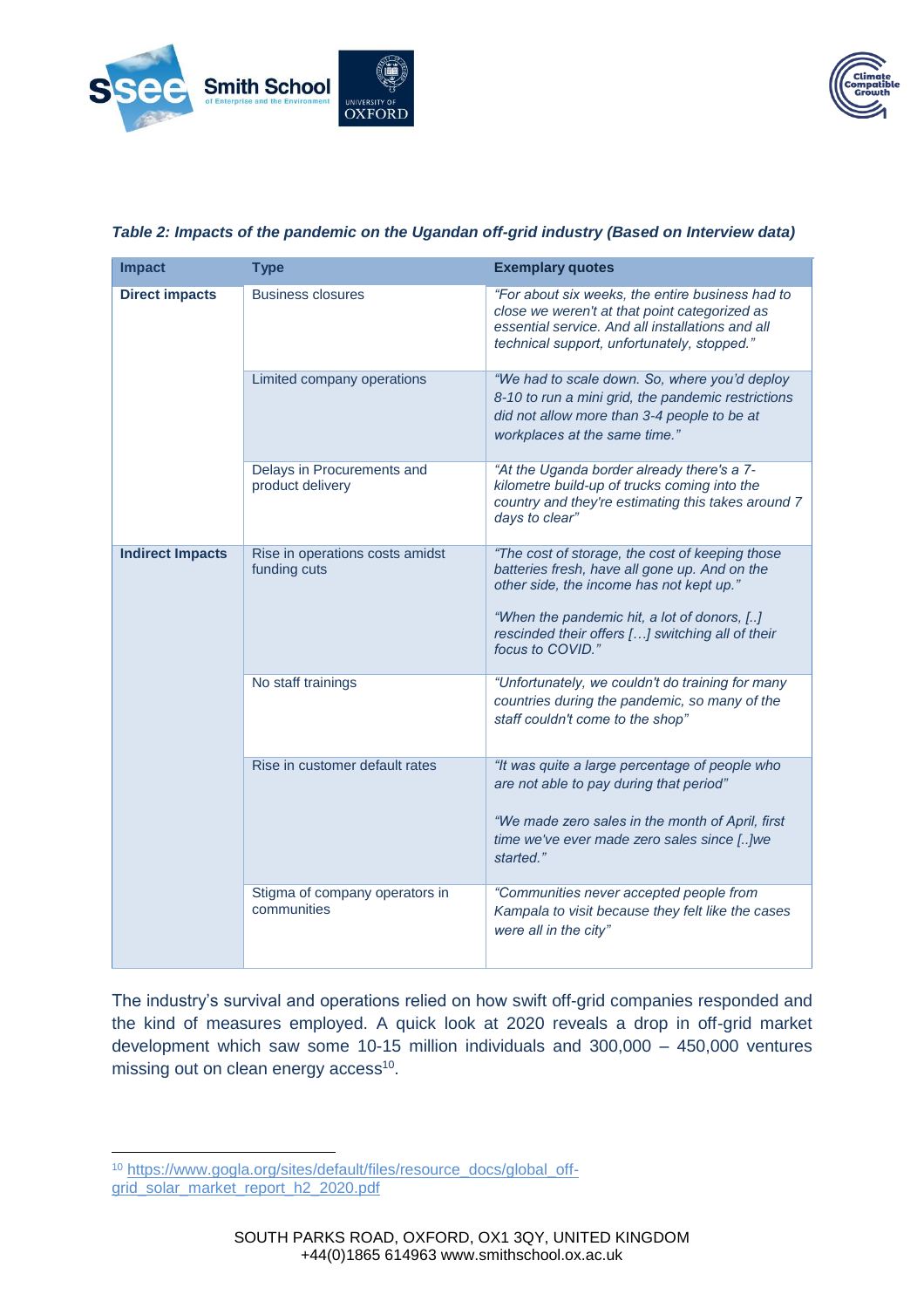***Table 2: Impacts of the pandemic on the Ugandan off-grid industry (Based on Interview data)***

| Impact | Type | Exemplary quotes |
|---|---|---|
| **Direct impacts** | Business closures | *"For about six weeks, the entire business had to close we weren't at that point categorized as essential service. And all installations and all technical support, unfortunately, stopped."* |
| | Limited company operations | *"We had to scale down. So, where you'd deploy 8-10 to run a mini grid, the pandemic restrictions did not allow more than 3-4 people to be at workplaces at the same time."* |
| | Delays in Procurements and product delivery | *"At the Uganda border already there's a 7-kilometre build-up of trucks coming into the country and they're estimating this takes around 7 days to clear"* |
| **Indirect Impacts** | Rise in operations costs amidst funding cuts | *"The cost of storage, the cost of keeping those batteries fresh, have all gone up. And on the other side, the income has not kept up."* <br><br> *"When the pandemic hit, a lot of donors, [..] rescinded their offers […] switching all of their focus to COVID."* |
| | No staff trainings | *"Unfortunately, we couldn't do training for many countries during the pandemic, so many of the staff couldn't come to the shop"* |
| | Rise in customer default rates | *"It was quite a large percentage of people who are not able to pay during that period"* <br><br> *"We made zero sales in the month of April, first time we've ever made zero sales since [..]we started."* |
| | Stigma of company operators in communities | *"Communities never accepted people from Kampala to visit because they felt like the cases were all in the city"* |

The industry's survival and operations relied on how swift off-grid companies responded and the kind of measures employed. A quick look at 2020 reveals a drop in off-grid market development which saw some 10-15 million individuals and 300,000 – 450,000 ventures missing out on clean energy access[10].

[10] https://www.gogla.org/sites/default/files/resource_docs/global_off-grid_solar_market_report_h2_2020.pdf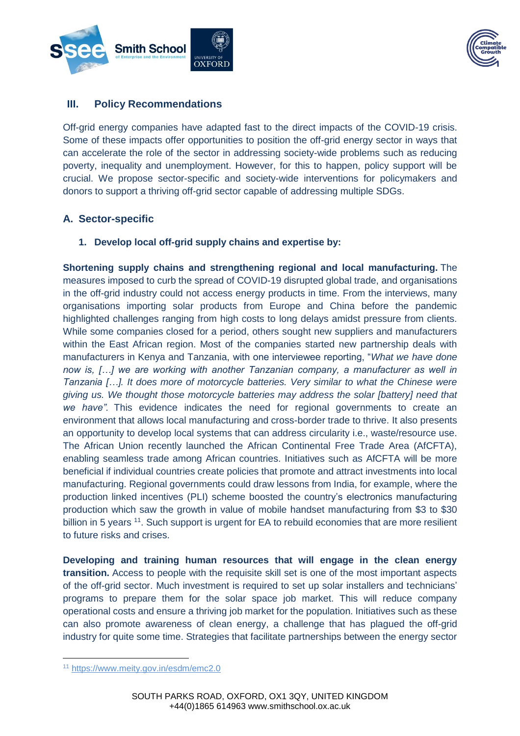## III. Policy Recommendations

Off-grid energy companies have adapted fast to the direct impacts of the COVID-19 crisis. Some of these impacts offer opportunities to position the off-grid energy sector in ways that can accelerate the role of the sector in addressing society-wide problems such as reducing poverty, inequality and unemployment. However, for this to happen, policy support will be crucial. We propose sector-specific and society-wide interventions for policymakers and donors to support a thriving off-grid sector capable of addressing multiple SDGs.

### A. Sector-specific

#### 1. Develop local off-grid supply chains and expertise by:

**Shortening supply chains and strengthening regional and local manufacturing.** The measures imposed to curb the spread of COVID-19 disrupted global trade, and organisations in the off-grid industry could not access energy products in time. From the interviews, many organisations importing solar products from Europe and China before the pandemic highlighted challenges ranging from high costs to long delays amidst pressure from clients. While some companies closed for a period, others sought new suppliers and manufacturers within the East African region. Most of the companies started new partnership deals with manufacturers in Kenya and Tanzania, with one interviewee reporting, "*What we have done now is, […] we are working with another Tanzanian company, a manufacturer as well in Tanzania […]. It does more of motorcycle batteries. Very similar to what the Chinese were giving us. We thought those motorcycle batteries may address the solar [battery] need that we have"*. This evidence indicates the need for regional governments to create an environment that allows local manufacturing and cross-border trade to thrive. It also presents an opportunity to develop local systems that can address circularity i.e., waste/resource use. The African Union recently launched the African Continental Free Trade Area (AfCFTA), enabling seamless trade among African countries. Initiatives such as AfCFTA will be more beneficial if individual countries create policies that promote and attract investments into local manufacturing. Regional governments could draw lessons from India, for example, where the production linked incentives (PLI) scheme boosted the country's electronics manufacturing production which saw the growth in value of mobile handset manufacturing from \$3 to \$30 billion in 5 years [11]. Such support is urgent for EA to rebuild economies that are more resilient to future risks and crises.

**Developing and training human resources that will engage in the clean energy transition.** Access to people with the requisite skill set is one of the most important aspects of the off-grid sector. Much investment is required to set up solar installers and technicians' programs to prepare them for the solar space job market. This will reduce company operational costs and ensure a thriving job market for the population. Initiatives such as these can also promote awareness of clean energy, a challenge that has plagued the off-grid industry for quite some time. Strategies that facilitate partnerships between the energy sector

[11] https://www.meity.gov.in/esdm/emc2.0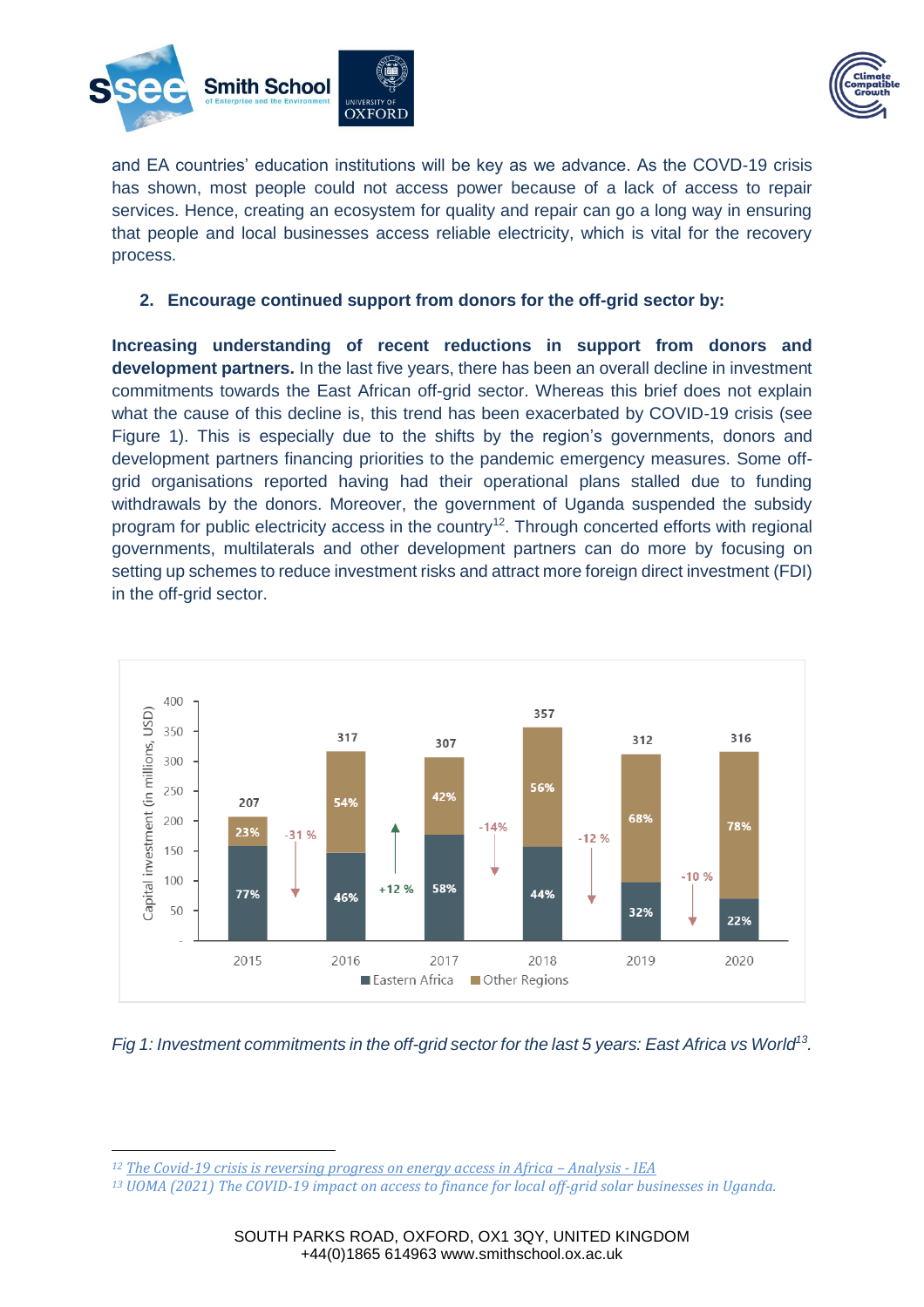and EA countries' education institutions will be key as we advance. As the COVD-19 crisis has shown, most people could not access power because of a lack of access to repair services. Hence, creating an ecosystem for quality and repair can go a long way in ensuring that people and local businesses access reliable electricity, which is vital for the recovery process.

2. **Encourage continued support from donors for the off-grid sector by:**

**Increasing understanding of recent reductions in support from donors and development partners.** In the last five years, there has been an overall decline in investment commitments towards the East African off-grid sector. Whereas this brief does not explain what the cause of this decline is, this trend has been exacerbated by COVID-19 crisis (see Figure 1). This is especially due to the shifts by the region's governments, donors and development partners financing priorities to the pandemic emergency measures. Some off-grid organisations reported having had their operational plans stalled due to funding withdrawals by the donors. Moreover, the government of Uganda suspended the subsidy program for public electricity access in the country[12]. Through concerted efforts with regional governments, multilaterals and other development partners can do more by focusing on setting up schemes to reduce investment risks and attract more foreign direct investment (FDI) in the off-grid sector.

| Year | Total capital investment (in millions, USD) | Eastern Africa | Other Regions | Change in Eastern Africa share |
|---|---|---|---|---|
| 2015 | 207 | 77% | 23% | |
| 2016 | 317 | 46% | 54% | -31 % |
| 2017 | 307 | 58% | 42% | +12 % |
| 2018 | 357 | 44% | 56% | -14% |
| 2019 | 312 | 32% | 68% | -12 % |
| 2020 | 316 | 22% | 78% | -10 % |

*Fig 1: Investment commitments in the off-grid sector for the last 5 years: East Africa vs World[13].*

[12] The Covid-19 crisis is reversing progress on energy access in Africa – Analysis - IEA

[13] UOMA (2021) The COVID-19 impact on access to finance for local off-grid solar businesses in Uganda.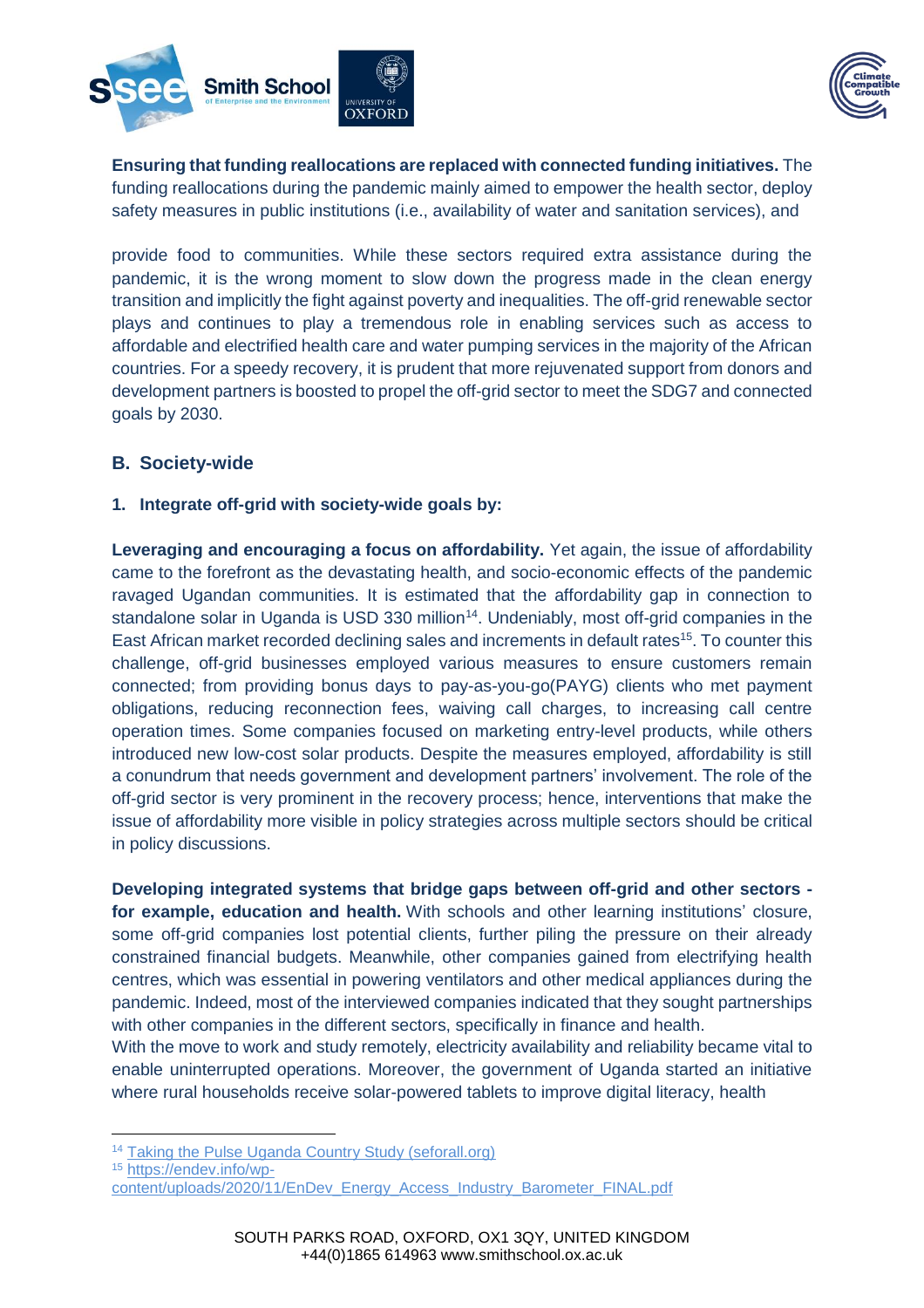**Ensuring that funding reallocations are replaced with connected funding initiatives.** The funding reallocations during the pandemic mainly aimed to empower the health sector, deploy safety measures in public institutions (i.e., availability of water and sanitation services), and

provide food to communities. While these sectors required extra assistance during the pandemic, it is the wrong moment to slow down the progress made in the clean energy transition and implicitly the fight against poverty and inequalities. The off-grid renewable sector plays and continues to play a tremendous role in enabling services such as access to affordable and electrified health care and water pumping services in the majority of the African countries. For a speedy recovery, it is prudent that more rejuvenated support from donors and development partners is boosted to propel the off-grid sector to meet the SDG7 and connected goals by 2030.

## B. Society-wide

### 1. Integrate off-grid with society-wide goals by:

**Leveraging and encouraging a focus on affordability.** Yet again, the issue of affordability came to the forefront as the devastating health, and socio-economic effects of the pandemic ravaged Ugandan communities. It is estimated that the affordability gap in connection to standalone solar in Uganda is USD 330 million[14]. Undeniably, most off-grid companies in the East African market recorded declining sales and increments in default rates[15]. To counter this challenge, off-grid businesses employed various measures to ensure customers remain connected; from providing bonus days to pay-as-you-go(PAYG) clients who met payment obligations, reducing reconnection fees, waiving call charges, to increasing call centre operation times. Some companies focused on marketing entry-level products, while others introduced new low-cost solar products. Despite the measures employed, affordability is still a conundrum that needs government and development partners' involvement. The role of the off-grid sector is very prominent in the recovery process; hence, interventions that make the issue of affordability more visible in policy strategies across multiple sectors should be critical in policy discussions.

**Developing integrated systems that bridge gaps between off-grid and other sectors - for example, education and health.** With schools and other learning institutions' closure, some off-grid companies lost potential clients, further piling the pressure on their already constrained financial budgets. Meanwhile, other companies gained from electrifying health centres, which was essential in powering ventilators and other medical appliances during the pandemic. Indeed, most of the interviewed companies indicated that they sought partnerships with other companies in the different sectors, specifically in finance and health.

With the move to work and study remotely, electricity availability and reliability became vital to enable uninterrupted operations. Moreover, the government of Uganda started an initiative where rural households receive solar-powered tablets to improve digital literacy, health

---

[14] Taking the Pulse Uganda Country Study (seforall.org)

[15] https://endev.info/wp-content/uploads/2020/11/EnDev_Energy_Access_Industry_Barometer_FINAL.pdf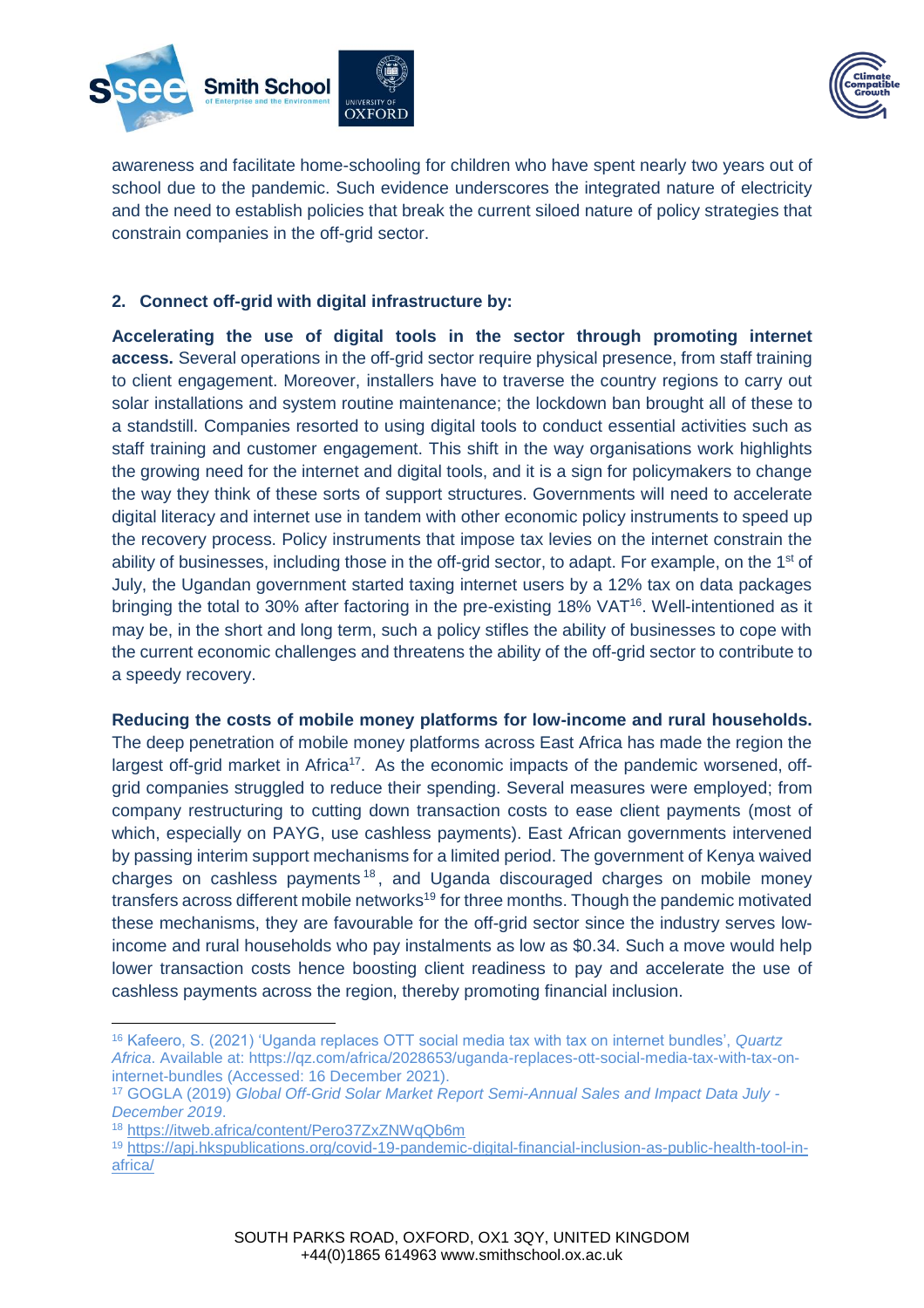awareness and facilitate home-schooling for children who have spent nearly two years out of school due to the pandemic. Such evidence underscores the integrated nature of electricity and the need to establish policies that break the current siloed nature of policy strategies that constrain companies in the off-grid sector.

### 2. Connect off-grid with digital infrastructure by:

**Accelerating the use of digital tools in the sector through promoting internet access.** Several operations in the off-grid sector require physical presence, from staff training to client engagement. Moreover, installers have to traverse the country regions to carry out solar installations and system routine maintenance; the lockdown ban brought all of these to a standstill. Companies resorted to using digital tools to conduct essential activities such as staff training and customer engagement. This shift in the way organisations work highlights the growing need for the internet and digital tools, and it is a sign for policymakers to change the way they think of these sorts of support structures. Governments will need to accelerate digital literacy and internet use in tandem with other economic policy instruments to speed up the recovery process. Policy instruments that impose tax levies on the internet constrain the ability of businesses, including those in the off-grid sector, to adapt. For example, on the 1st of July, the Ugandan government started taxing internet users by a 12% tax on data packages bringing the total to 30% after factoring in the pre-existing 18% VAT[16]. Well-intentioned as it may be, in the short and long term, such a policy stifles the ability of businesses to cope with the current economic challenges and threatens the ability of the off-grid sector to contribute to a speedy recovery.

**Reducing the costs of mobile money platforms for low-income and rural households.** The deep penetration of mobile money platforms across East Africa has made the region the largest off-grid market in Africa[17]. As the economic impacts of the pandemic worsened, off-grid companies struggled to reduce their spending. Several measures were employed; from company restructuring to cutting down transaction costs to ease client payments (most of which, especially on PAYG, use cashless payments). East African governments intervened by passing interim support mechanisms for a limited period. The government of Kenya waived charges on cashless payments[18], and Uganda discouraged charges on mobile money transfers across different mobile networks[19] for three months. Though the pandemic motivated these mechanisms, they are favourable for the off-grid sector since the industry serves low-income and rural households who pay instalments as low as $0.34. Such a move would help lower transaction costs hence boosting client readiness to pay and accelerate the use of cashless payments across the region, thereby promoting financial inclusion.

---

[16] Kafeero, S. (2021) 'Uganda replaces OTT social media tax with tax on internet bundles', *Quartz Africa*. Available at: https://qz.com/africa/2028653/uganda-replaces-ott-social-media-tax-with-tax-on-internet-bundles (Accessed: 16 December 2021).

[17] GOGLA (2019) *Global Off-Grid Solar Market Report Semi-Annual Sales and Impact Data July - December 2019*.

[18] https://itweb.africa/content/Pero37ZxZNWqQb6m

[19] https://apj.hkspublications.org/covid-19-pandemic-digital-financial-inclusion-as-public-health-tool-in-africa/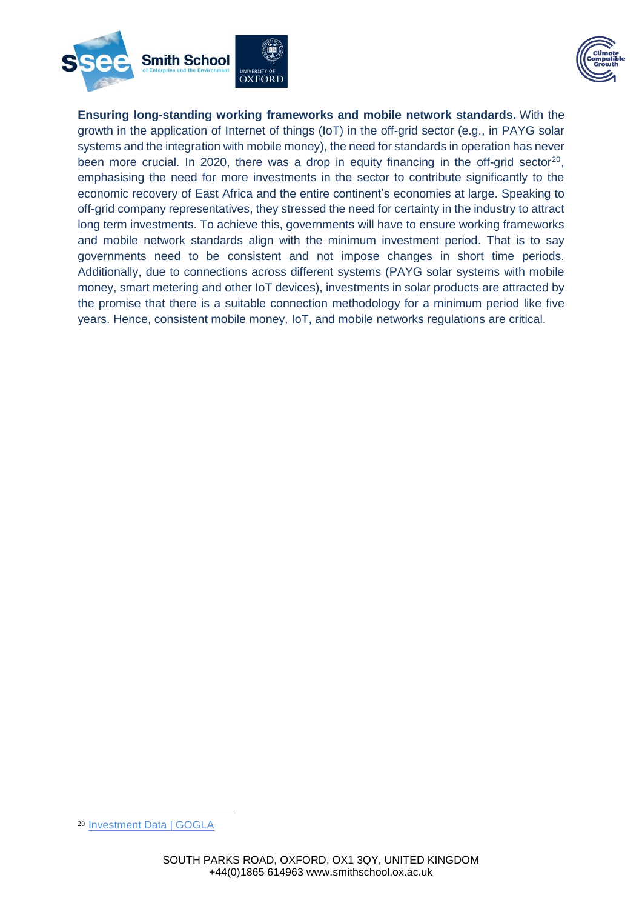**Ensuring long-standing working frameworks and mobile network standards.** With the growth in the application of Internet of things (IoT) in the off-grid sector (e.g., in PAYG solar systems and the integration with mobile money), the need for standards in operation has never been more crucial. In 2020, there was a drop in equity financing in the off-grid sector[20], emphasising the need for more investments in the sector to contribute significantly to the economic recovery of East Africa and the entire continent's economies at large. Speaking to off-grid company representatives, they stressed the need for certainty in the industry to attract long term investments. To achieve this, governments will have to ensure working frameworks and mobile network standards align with the minimum investment period. That is to say governments need to be consistent and not impose changes in short time periods. Additionally, due to connections across different systems (PAYG solar systems with mobile money, smart metering and other IoT devices), investments in solar products are attracted by the promise that there is a suitable connection methodology for a minimum period like five years. Hence, consistent mobile money, IoT, and mobile networks regulations are critical.

[20] Investment Data | GOGLA